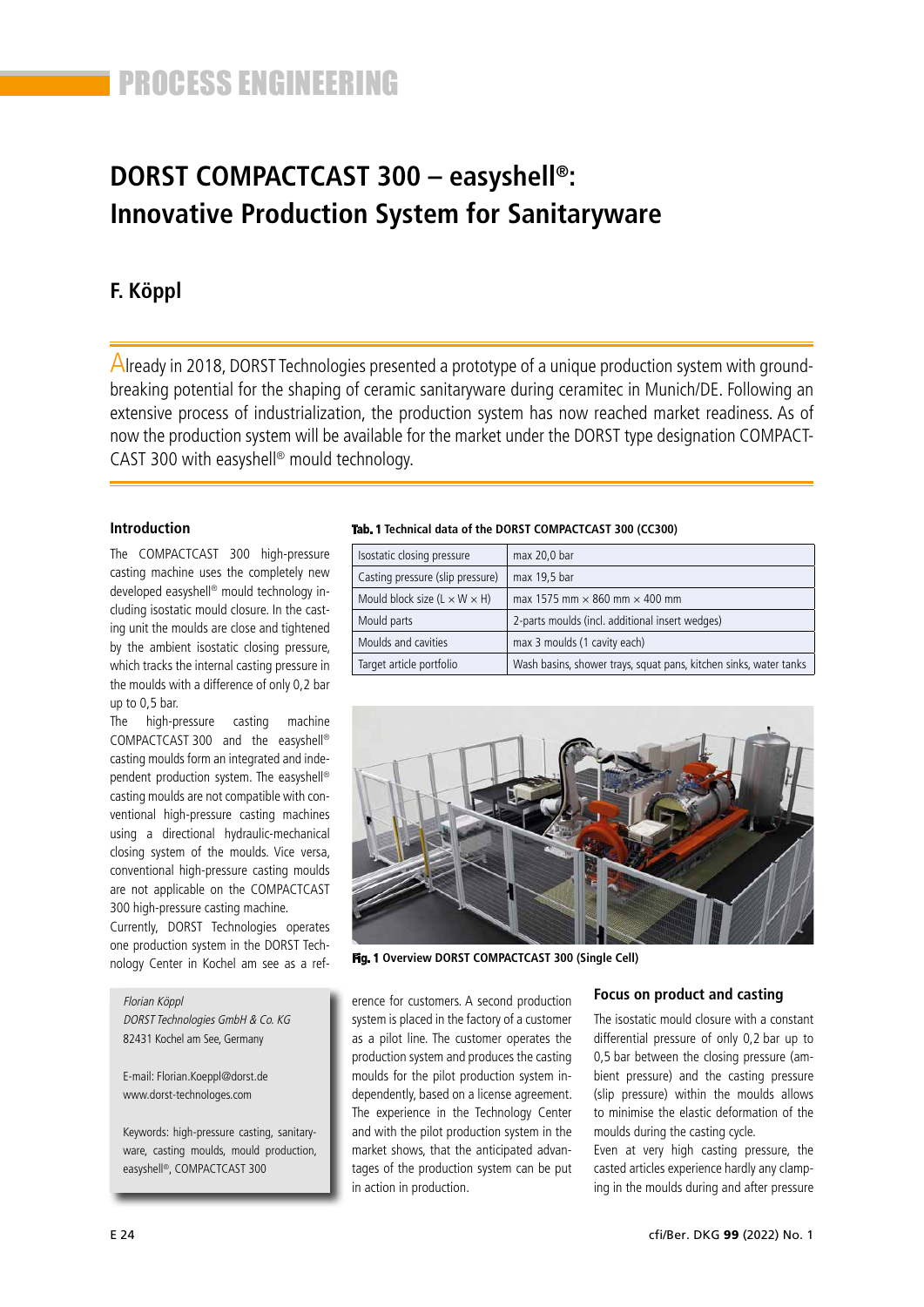# DORST COMPACTCAST 300 – easyshell®: Innovative Production System for Sanitaryware

## F. Köppl

Already in 2018, DORST Technologies presented a prototype of a unique production system with ground-breaking potential for the shaping of ceramic sanitaryware during ceramitec in Munich/DE. Following an extensive process of industrialization, the production system has now reached market readiness. As of now the production system will be available for the market under the DORST type designation COMPACT-CAST 300 with easyshell® mould technology.

### Introduction

The COMPACTCAST 300 high-pressure casting machine uses the completely new developed easyshell® mould technology including isostatic mould closure. In the casting unit the moulds are close and tightened by the ambient isostatic closing pressure, which tracks the internal casting pressure in the moulds with a difference of only 0,2 bar up to 0,5 bar.

The high-pressure casting machine COMPACTCAST 300 and the easyshell® casting moulds form an integrated and independent production system. The easyshell® casting moulds are not compatible with conventional high-pressure casting machines using a directional hydraulic-mechanical closing system of the moulds. Vice versa, conventional high-pressure casting moulds are not applicable on the COMPACTCAST 300 high-pressure casting machine.

Currently, DORST Technologies operates one production system in the DORST Technology Center in Kochel am see as a reference for customers. A second production system is placed in the factory of a customer as a pilot line. The customer operates the production system and produces the casting moulds for the pilot production system independently, based on a license agreement. The experience in the Technology Center and with the pilot production system in the market shows, that the anticipated advantages of the production system can be put in action in production.

*Florian Köppl*
*DORST Technologies GmbH & Co. KG*
82431 Kochel am See, Germany

E-mail: Florian.Koeppl@dorst.de
www.dorst-technologes.com

Keywords: high-pressure casting, sanitaryware, casting moulds, mould production, easyshell®, COMPACTCAST 300

**Tab. 1 Technical data of the DORST COMPACTCAST 300 (CC300)**

| | |
|---|---|
| Isostatic closing pressure | max 20,0 bar |
| Casting pressure (slip pressure) | max 19,5 bar |
| Mould block size (L × W × H) | max 1575 mm × 860 mm × 400 mm |
| Mould parts | 2-parts moulds (incl. additional insert wedges) |
| Moulds and cavities | max 3 moulds (1 cavity each) |
| Target article portfolio | Wash basins, shower trays, squat pans, kitchen sinks, water tanks |

**Fig. 1 Overview DORST COMPACTCAST 300 (Single Cell)**

### Focus on product and casting

The isostatic mould closure with a constant differential pressure of only 0,2 bar up to 0,5 bar between the closing pressure (ambient pressure) and the casting pressure (slip pressure) within the moulds allows to minimise the elastic deformation of the moulds during the casting cycle.

Even at very high casting pressure, the casted articles experience hardly any clamping in the moulds during and after pressure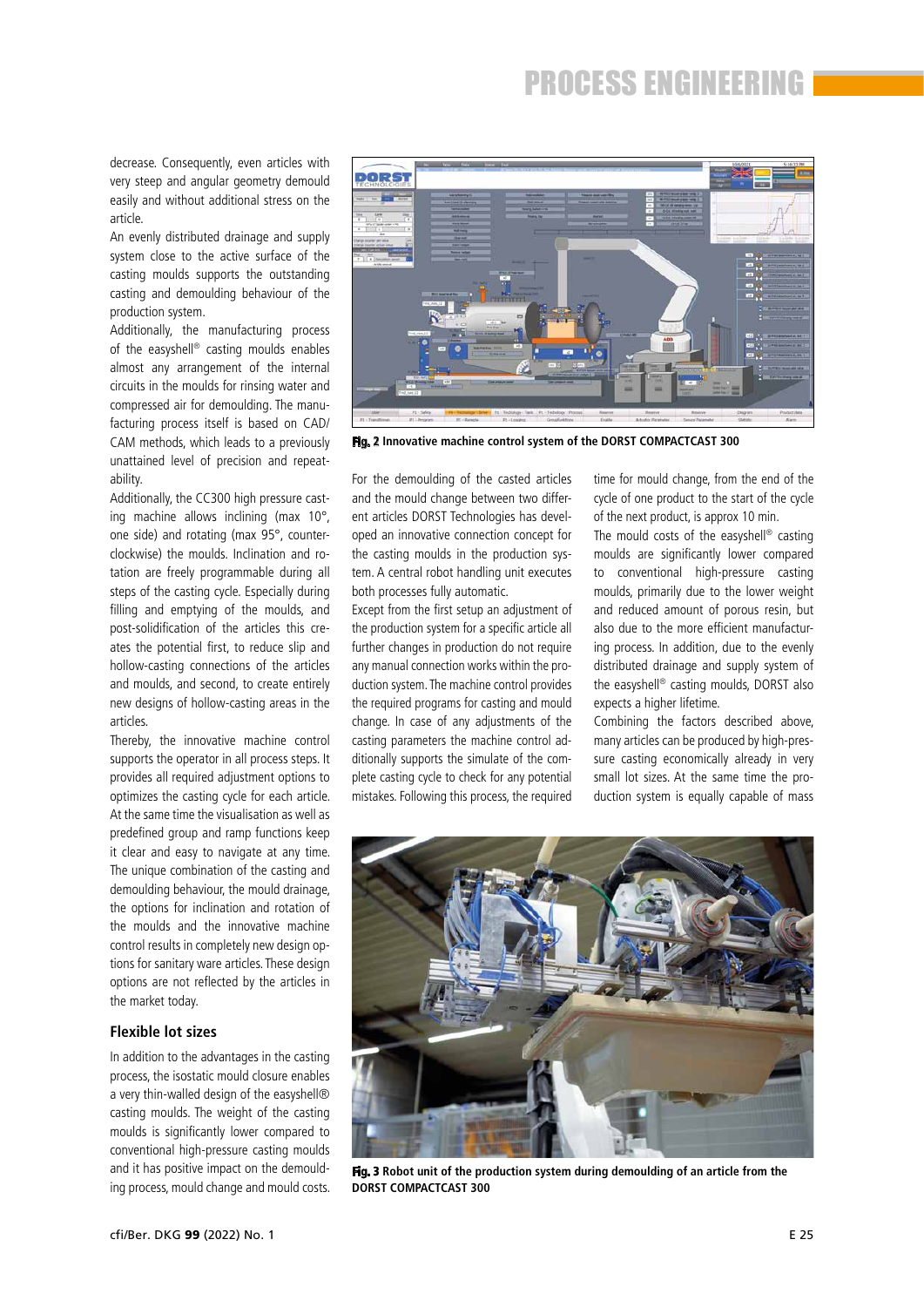decrease. Consequently, even articles with very steep and angular geometry demould easily and without additional stress on the article.

An evenly distributed drainage and supply system close to the active surface of the casting moulds supports the outstanding casting and demoulding behaviour of the production system.

Additionally, the manufacturing process of the easyshell® casting moulds enables almost any arrangement of the internal circuits in the moulds for rinsing water and compressed air for demoulding. The manufacturing process itself is based on CAD/CAM methods, which leads to a previously unattained level of precision and repeatability.

Additionally, the CC300 high pressure casting machine allows inclining (max 10°, one side) and rotating (max 95°, counterclockwise) the moulds. Inclination and rotation are freely programmable during all steps of the casting cycle. Especially during filling and emptying of the moulds, and post-solidification of the articles this creates the potential first, to reduce slip and hollow-casting connections of the articles and moulds, and second, to create entirely new designs of hollow-casting areas in the articles.

Thereby, the innovative machine control supports the operator in all process steps. It provides all required adjustment options to optimizes the casting cycle for each article. At the same time the visualisation as well as predefined group and ramp functions keep it clear and easy to navigate at any time. The unique combination of the casting and demoulding behaviour, the mould drainage, the options for inclination and rotation of the moulds and the innovative machine control results in completely new design options for sanitary ware articles. These design options are not reflected by the articles in the market today.

## Flexible lot sizes

In addition to the advantages in the casting process, the isostatic mould closure enables a very thin-walled design of the easyshell® casting moulds. The weight of the casting moulds is significantly lower compared to conventional high-pressure casting moulds and it has positive impact on the demoulding process, mould change and mould costs.

**Fig. 2 Innovative machine control system of the DORST COMPACTCAST 300**

For the demoulding of the casted articles and the mould change between two different articles DORST Technologies has developed an innovative connection concept for the casting moulds in the production system. A central robot handling unit executes both processes fully automatic.

Except from the first setup an adjustment of the production system for a specific article all further changes in production do not require any manual connection works within the production system. The machine control provides the required programs for casting and mould change. In case of any adjustments of the casting parameters the machine control additionally supports the simulate of the complete casting cycle to check for any potential mistakes. Following this process, the required time for mould change, from the end of the cycle of one product to the start of the cycle of the next product, is approx 10 min.

The mould costs of the easyshell® casting moulds are significantly lower compared to conventional high-pressure casting moulds, primarily due to the lower weight and reduced amount of porous resin, but also due to the more efficient manufacturing process. In addition, due to the evenly distributed drainage and supply system of the easyshell® casting moulds, DORST also expects a higher lifetime.

Combining the factors described above, many articles can be produced by high-pressure casting economically already in very small lot sizes. At the same time the production system is equally capable of mass

**Fig. 3 Robot unit of the production system during demoulding of an article from the DORST COMPACTCAST 300**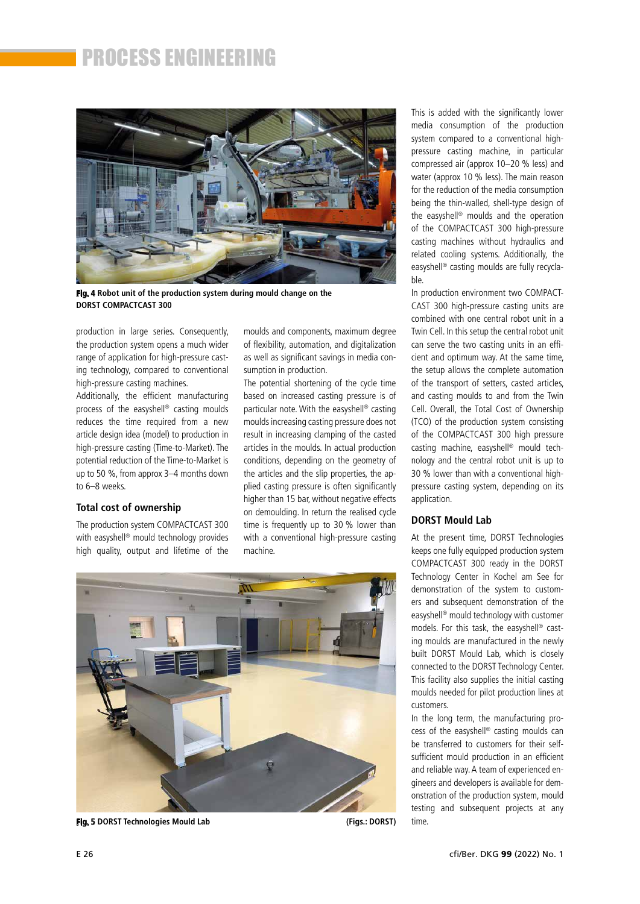**Fig. 4** Robot unit of the production system during mould change on the DORST COMPACTCAST 300

production in large series. Consequently, the production system opens a much wider range of application for high-pressure casting technology, compared to conventional high-pressure casting machines.

Additionally, the efficient manufacturing process of the easyshell® casting moulds reduces the time required from a new article design idea (model) to production in high-pressure casting (Time-to-Market). The potential reduction of the Time-to-Market is up to 50 %, from approx 3–4 months down to 6–8 weeks.

## Total cost of ownership

The production system COMPACTCAST 300 with easyshell® mould technology provides high quality, output and lifetime of the moulds and components, maximum degree of flexibility, automation, and digitalization as well as significant savings in media consumption in production.

The potential shortening of the cycle time based on increased casting pressure is of particular note. With the easyshell® casting moulds increasing casting pressure does not result in increasing clamping of the casted articles in the moulds. In actual production conditions, depending on the geometry of the articles and the slip properties, the applied casting pressure is often significantly higher than 15 bar, without negative effects on demoulding. In return the realised cycle time is frequently up to 30 % lower than with a conventional high-pressure casting machine.

This is added with the significantly lower media consumption of the production system compared to a conventional high-pressure casting machine, in particular compressed air (approx 10–20 % less) and water (approx 10 % less). The main reason for the reduction of the media consumption being the thin-walled, shell-type design of the easyshell® moulds and the operation of the COMPACTCAST 300 high-pressure casting machines without hydraulics and related cooling systems. Additionally, the easyshell® casting moulds are fully recyclable.

In production environment two COMPACTCAST 300 high-pressure casting units are combined with one central robot unit in a Twin Cell. In this setup the central robot unit can serve the two casting units in an efficient and optimum way. At the same time, the setup allows the complete automation of the transport of setters, casted articles, and casting moulds to and from the Twin Cell. Overall, the Total Cost of Ownership (TCO) of the production system consisting of the COMPACTCAST 300 high pressure casting machine, easyshell® mould technology and the central robot unit is up to 30 % lower than with a conventional high-pressure casting system, depending on its application.

## DORST Mould Lab

At the present time, DORST Technologies keeps one fully equipped production system COMPACTCAST 300 ready in the DORST Technology Center in Kochel am See for demonstration of the system to customers and subsequent demonstration of the easyshell® mould technology with customer models. For this task, the easyshell® casting moulds are manufactured in the newly built DORST Mould Lab, which is closely connected to the DORST Technology Center. This facility also supplies the initial casting moulds needed for pilot production lines at customers.

In the long term, the manufacturing process of the easyshell® casting moulds can be transferred to customers for their self-sufficient mould production in an efficient and reliable way. A team of experienced engineers and developers is available for demonstration of the production system, mould testing and subsequent projects at any time.

**Fig. 5** DORST Technologies Mould Lab (Figs.: DORST)